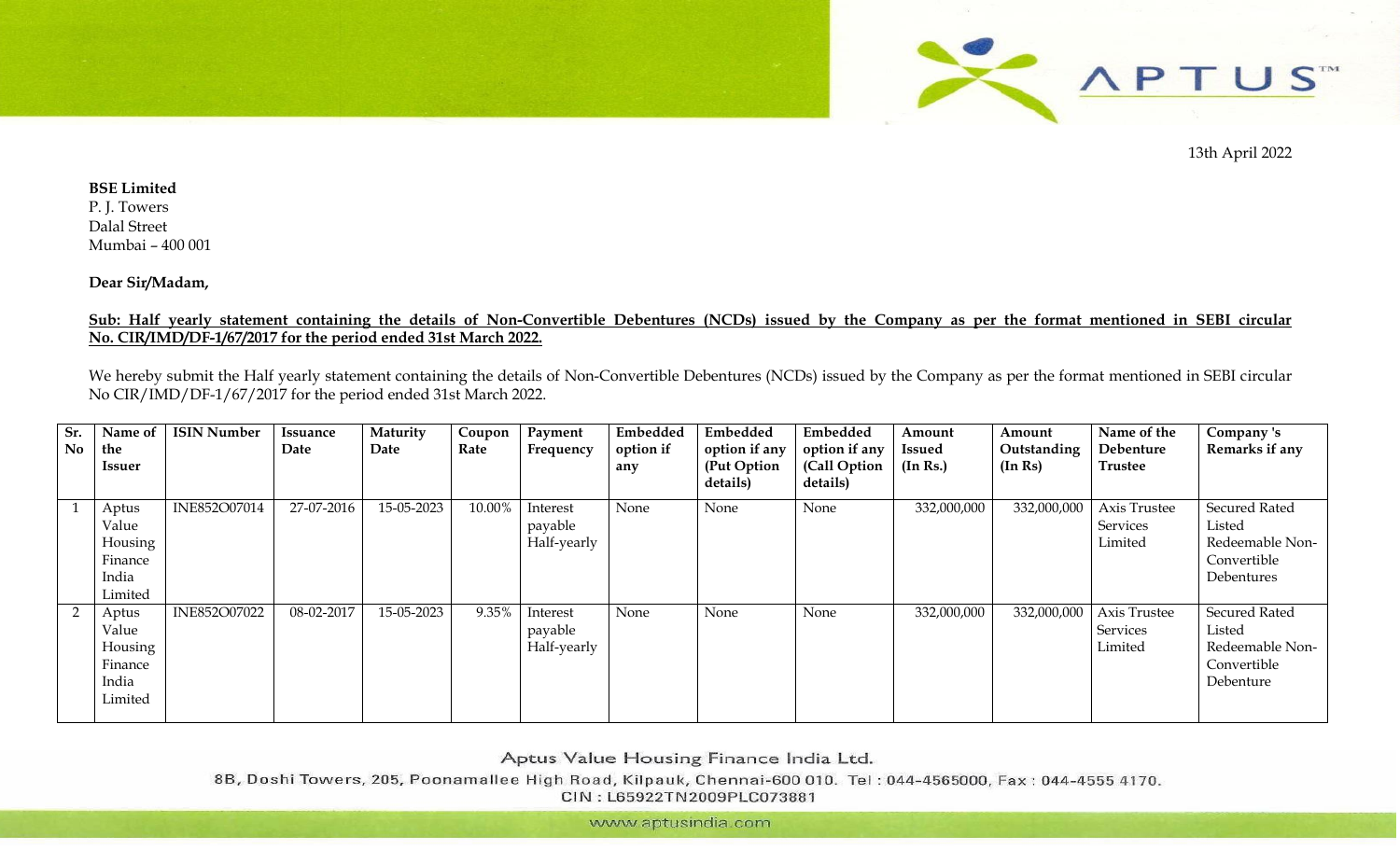13th April 2022

**BSE Limited**
P. J. Towers
Dalal Street
Mumbai – 400 001

**Dear Sir/Madam,**

**Sub: Half yearly statement containing the details of Non-Convertible Debentures (NCDs) issued by the Company as per the format mentioned in SEBI circular No. CIR/IMD/DF-1/67/2017 for the period ended 31st March 2022.**

We hereby submit the Half yearly statement containing the details of Non-Convertible Debentures (NCDs) issued by the Company as per the format mentioned in SEBI circular No CIR/IMD/DF-1/67/2017 for the period ended 31st March 2022.

| Sr. No | Name of the Issuer | ISIN Number | Issuance Date | Maturity Date | Coupon Rate | Payment Frequency | Embedded option if any | Embedded option if any (Put Option details) | Embedded option if any (Call Option details) | Amount Issued (In Rs.) | Amount Outstanding (In Rs) | Name of the Debenture Trustee | Company 's Remarks if any |
|---|---|---|---|---|---|---|---|---|---|---|---|---|---|
| 1 | Aptus Value Housing Finance India Limited | INE852O07014 | 27-07-2016 | 15-05-2023 | 10.00% | Interest payable Half-yearly | None | None | None | 332,000,000 | 332,000,000 | Axis Trustee Services Limited | Secured Rated Listed Redeemable Non-Convertible Debentures |
| 2 | Aptus Value Housing Finance India Limited | INE852O07022 | 08-02-2017 | 15-05-2023 | 9.35% | Interest payable Half-yearly | None | None | None | 332,000,000 | 332,000,000 | Axis Trustee Services Limited | Secured Rated Listed Redeemable Non-Convertible Debenture |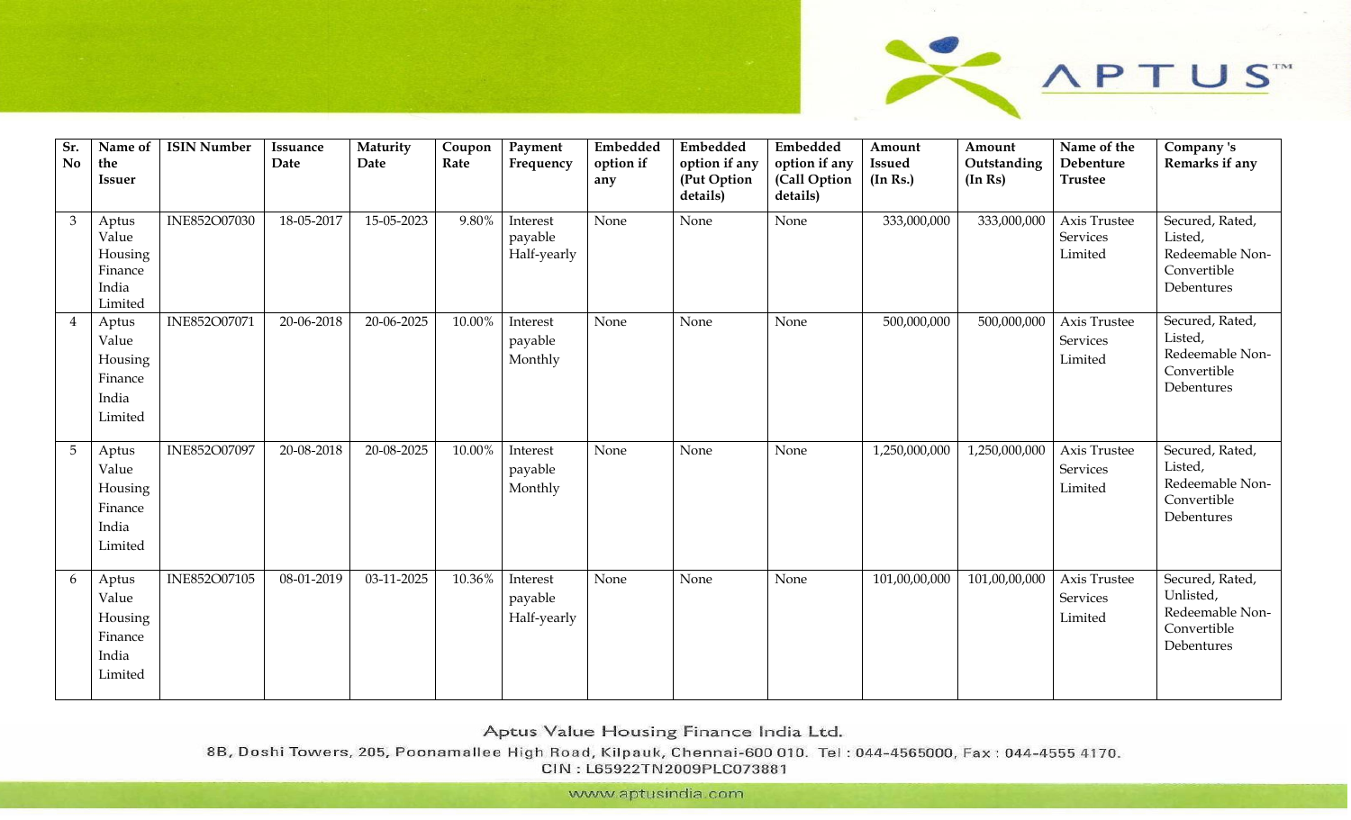| Sr. No | Name of the Issuer | ISIN Number | Issuance Date | Maturity Date | Coupon Rate | Payment Frequency | Embedded option if any | Embedded option if any (Put Option details) | Embedded option if any (Call Option details) | Amount Issued (In Rs.) | Amount Outstanding (In Rs) | Name of the Debenture Trustee | Company 's Remarks if any |
|---|---|---|---|---|---|---|---|---|---|---|---|---|---|
| 3 | Aptus Value Housing Finance India Limited | INE852O07030 | 18-05-2017 | 15-05-2023 | 9.80% | Interest payable Half-yearly | None | None | None | 333,000,000 | 333,000,000 | Axis Trustee Services Limited | Secured, Rated, Listed, Redeemable Non-Convertible Debentures |
| 4 | Aptus Value Housing Finance India Limited | INE852O07071 | 20-06-2018 | 20-06-2025 | 10.00% | Interest payable Monthly | None | None | None | 500,000,000 | 500,000,000 | Axis Trustee Services Limited | Secured, Rated, Listed, Redeemable Non-Convertible Debentures |
| 5 | Aptus Value Housing Finance India Limited | INE852O07097 | 20-08-2018 | 20-08-2025 | 10.00% | Interest payable Monthly | None | None | None | 1,250,000,000 | 1,250,000,000 | Axis Trustee Services Limited | Secured, Rated, Listed, Redeemable Non-Convertible Debentures |
| 6 | Aptus Value Housing Finance India Limited | INE852O07105 | 08-01-2019 | 03-11-2025 | 10.36% | Interest payable Half-yearly | None | None | None | 101,00,00,000 | 101,00,00,000 | Axis Trustee Services Limited | Secured, Rated, Unlisted, Redeemable Non-Convertible Debentures |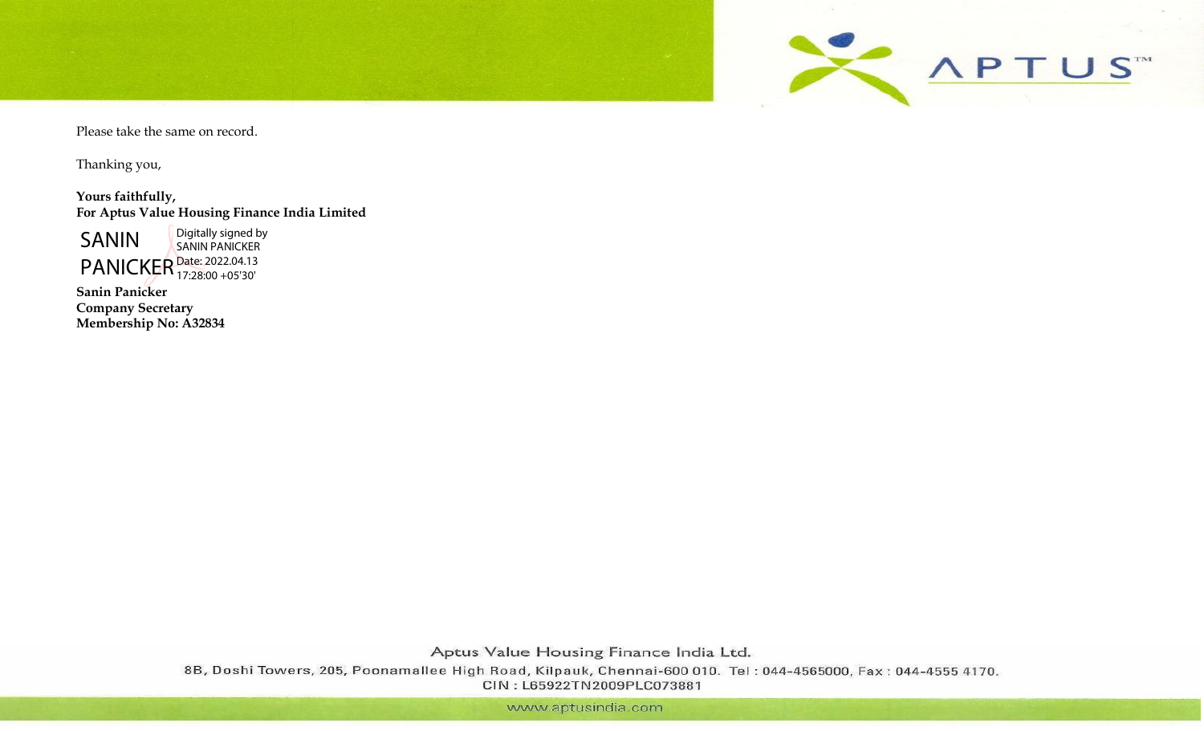Please take the same on record.

Thanking you,

**Yours faithfully,**
**For Aptus Value Housing Finance India Limited**

SANIN PANICKER Digitally signed by SANIN PANICKER Date: 2022.04.13 17:28:00 +05'30'

**Sanin Panicker**
**Company Secretary**
**Membership No: A32834**